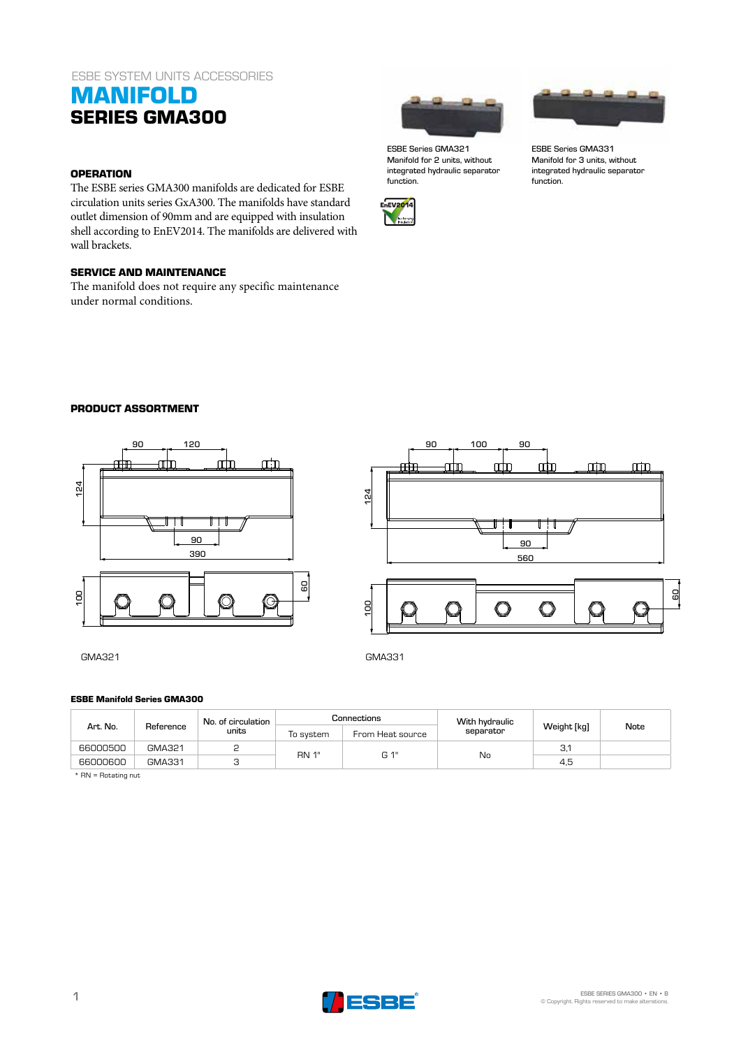ESBE SYSTEM UNITS ACCESSORIES

# MANIFOLD
## SERIES GMA300

ESBE Series GMA321
Manifold for 2 units, without integrated hydraulic separator function.

ESBE Series GMA331
Manifold for 3 units, without integrated hydraulic separator function.

### OPERATION

The ESBE series GMA300 manifolds are dedicated for ESBE circulation units series GxA300. The manifolds have standard outlet dimension of 90mm and are equipped with insulation shell according to EnEV2014. The manifolds are delivered with wall brackets.

### SERVICE AND MAINTENANCE

The manifold does not require any specific maintenance under normal conditions.

### PRODUCT ASSORTMENT

GMA321

GMA331

**ESBE Manifold Series GMA300**

| Art. No. | Reference | No. of circulation units | Connections | | With hydraulic separator | Weight [kg] | Note |
|---|---|---|---|---|---|---|---|
| | | | To system | From Heat source | | | |
| 66000500 | GMA321 | 2 | RN 1" | G 1" | No | 3,1 | |
| 66000600 | GMA331 | 3 | RN 1" | G 1" | No | 4,5 | |

\* RN = Rotating nut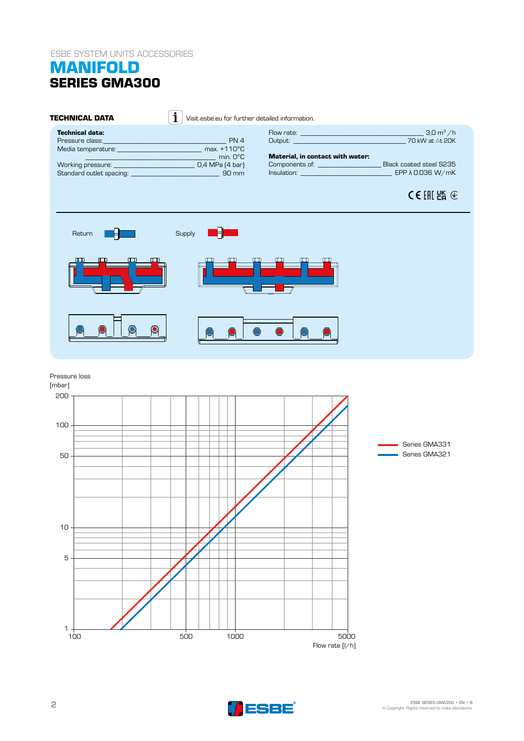ESBE SYSTEM UNITS ACCESSORIES

# MANIFOLD

## SERIES GMA300

### TECHNICAL DATA

Visit esbe.eu for further detailed information.

**Technical data:**

Pressure class: PN 4
Media temperature: max. +110°C
min. 0°C
Working pressure: 0,4 MPa (4 bar)
Standard outlet spacing: 90 mm

Flow rate: 3,0 $m^3$/h
Output: 70 kW at Δt 20K

**Material, in contact with water:**

Components of: Black coated steel S235
Insulation: EPP λ 0.036 W/mK

Return

Supply

Pressure loss
[mbar]

200
100
50
10
5
1

100
500
1000
5000
Flow rate [l/h]

Series GMA331
Series GMA321